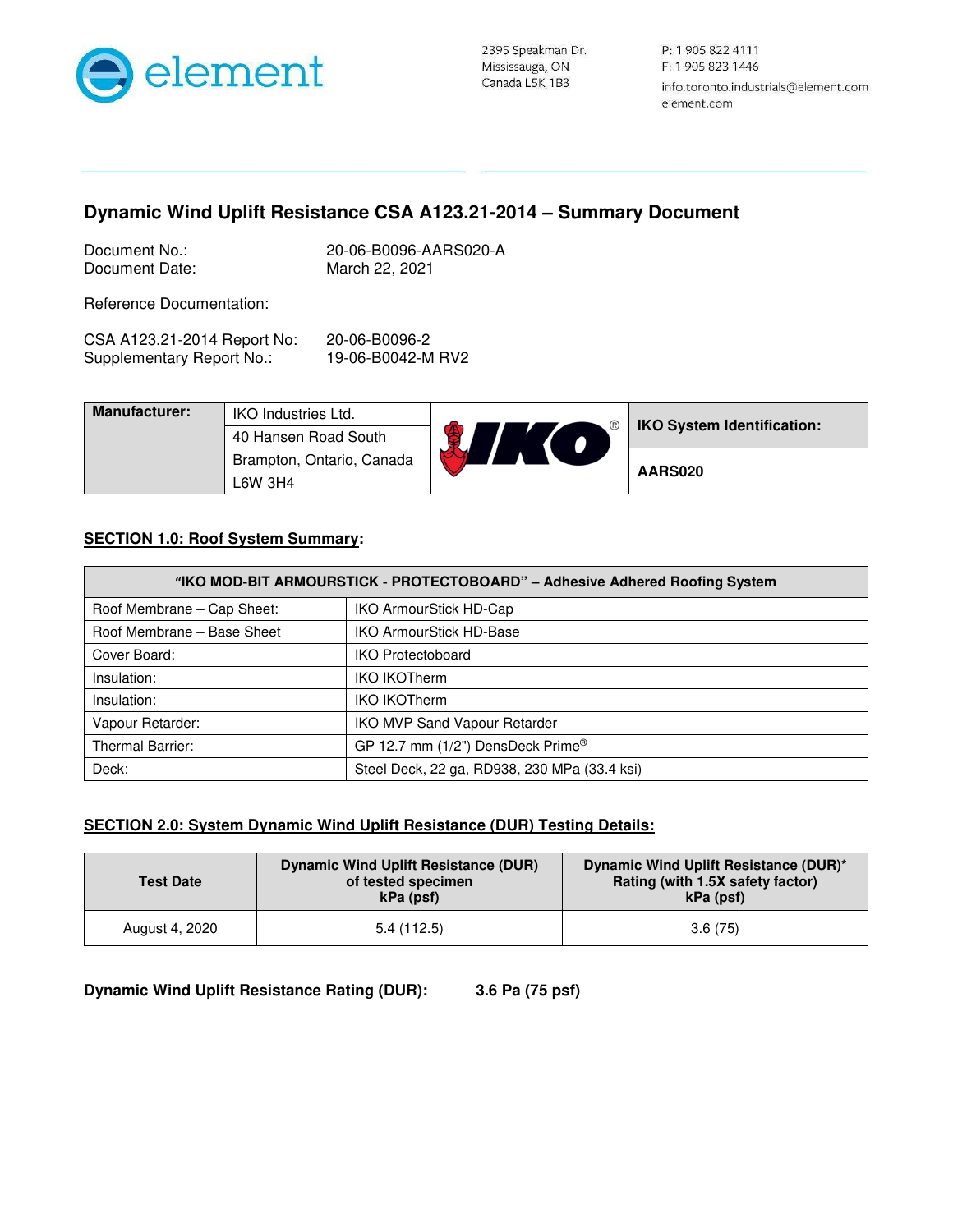element

2395 Speakman Dr.
Mississauga, ON
Canada L5K 1B3

P: 1 905 822 4111
F: 1 905 823 1446
info.toronto.industrials@element.com
element.com

## Dynamic Wind Uplift Resistance CSA A123.21-2014 – Summary Document

Document No.: 20-06-B0096-AARS020-A
Document Date: March 22, 2021

Reference Documentation:

CSA A123.21-2014 Report No: 20-06-B0096-2
Supplementary Report No.: 19-06-B0042-M RV2

| Manufacturer: | IKO Industries Ltd. | IKO® | IKO System Identification: |
|---|---|---|---|
| | 40 Hansen Road South | | |
| | Brampton, Ontario, Canada | | AARS020 |
| | L6W 3H4 | | |

### SECTION 1.0: Roof System Summary:

| "IKO MOD-BIT ARMOURSTICK - PROTECTOBOARD" – Adhesive Adhered Roofing System | |
|---|---|
| Roof Membrane – Cap Sheet: | IKO ArmourStick HD-Cap |
| Roof Membrane – Base Sheet | IKO ArmourStick HD-Base |
| Cover Board: | IKO Protectoboard |
| Insulation: | IKO IKOTherm |
| Insulation: | IKO IKOTherm |
| Vapour Retarder: | IKO MVP Sand Vapour Retarder |
| Thermal Barrier: | GP 12.7 mm (1/2") DensDeck Prime® |
| Deck: | Steel Deck, 22 ga, RD938, 230 MPa (33.4 ksi) |

### SECTION 2.0: System Dynamic Wind Uplift Resistance (DUR) Testing Details:

| Test Date | Dynamic Wind Uplift Resistance (DUR) of tested specimen kPa (psf) | Dynamic Wind Uplift Resistance (DUR)* Rating (with 1.5X safety factor) kPa (psf) |
|---|---|---|
| August 4, 2020 | 5.4 (112.5) | 3.6 (75) |

**Dynamic Wind Uplift Resistance Rating (DUR): 3.6 Pa (75 psf)**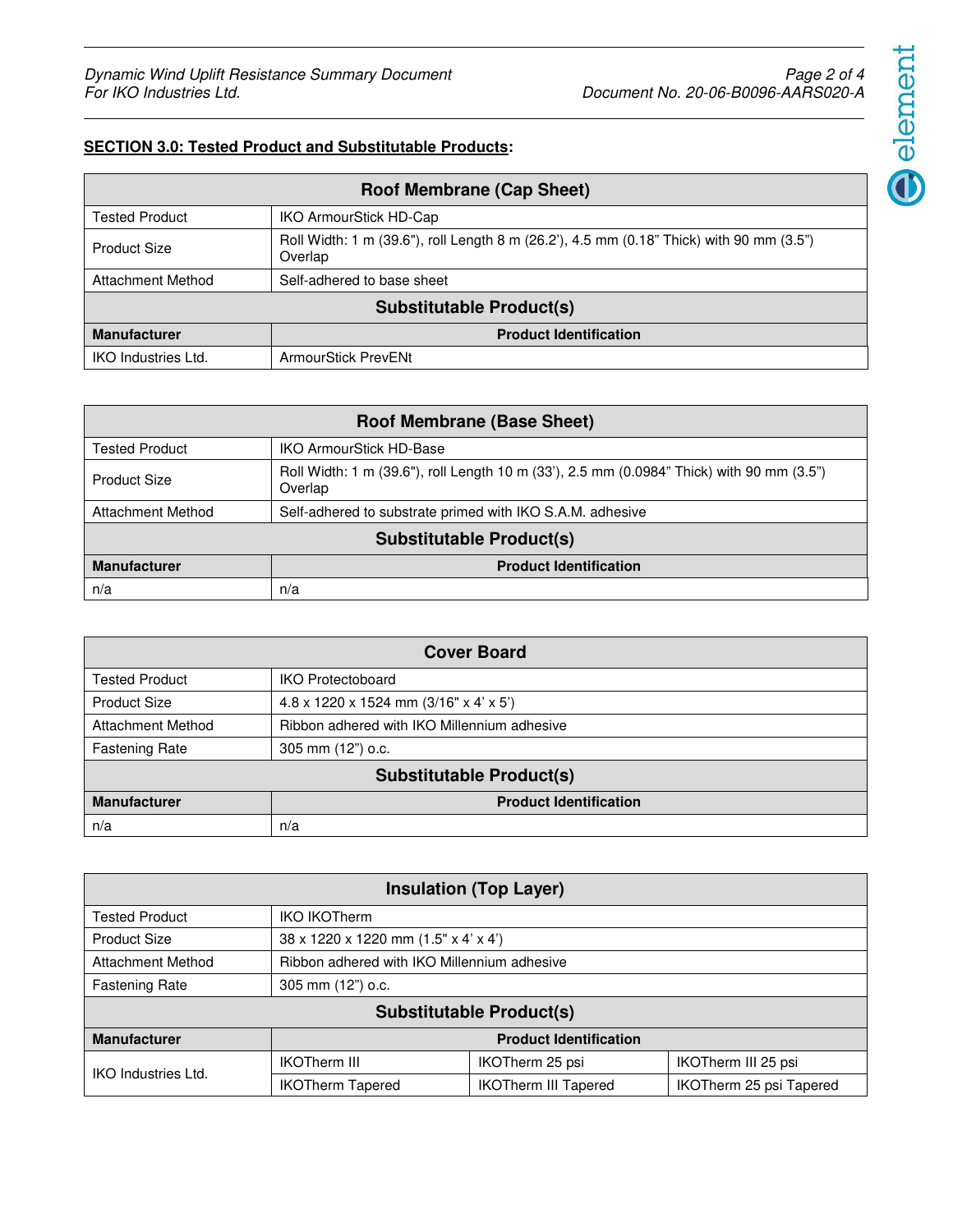**SECTION 3.0: Tested Product and Substitutable Products:**

| Roof Membrane (Cap Sheet) | |
|---|---|
| Tested Product | IKO ArmourStick HD-Cap |
| Product Size | Roll Width: 1 m (39.6"), roll Length 8 m (26.2'), 4.5 mm (0.18" Thick) with 90 mm (3.5") Overlap |
| Attachment Method | Self-adhered to base sheet |
| **Substitutable Product(s)** | |
| **Manufacturer** | **Product Identification** |
| IKO Industries Ltd. | ArmourStick PrevENt |

| Roof Membrane (Base Sheet) | |
|---|---|
| Tested Product | IKO ArmourStick HD-Base |
| Product Size | Roll Width: 1 m (39.6"), roll Length 10 m (33'), 2.5 mm (0.0984" Thick) with 90 mm (3.5") Overlap |
| Attachment Method | Self-adhered to substrate primed with IKO S.A.M. adhesive |
| **Substitutable Product(s)** | |
| **Manufacturer** | **Product Identification** |
| n/a | n/a |

| Cover Board | |
|---|---|
| Tested Product | IKO Protectoboard |
| Product Size | 4.8 x 1220 x 1524 mm (3/16" x 4' x 5') |
| Attachment Method | Ribbon adhered with IKO Millennium adhesive |
| Fastening Rate | 305 mm (12") o.c. |
| **Substitutable Product(s)** | |
| **Manufacturer** | **Product Identification** |
| n/a | n/a |

| Insulation (Top Layer) | | | |
|---|---|---|---|
| Tested Product | IKO IKOTherm | | |
| Product Size | 38 x 1220 x 1220 mm (1.5" x 4' x 4') | | |
| Attachment Method | Ribbon adhered with IKO Millennium adhesive | | |
| Fastening Rate | 305 mm (12") o.c. | | |
| **Substitutable Product(s)** | | | |
| **Manufacturer** | **Product Identification** | | |
| IKO Industries Ltd. | IKOTherm III | IKOTherm 25 psi | IKOTherm III 25 psi |
| | IKOTherm Tapered | IKOTherm III Tapered | IKOTherm 25 psi Tapered |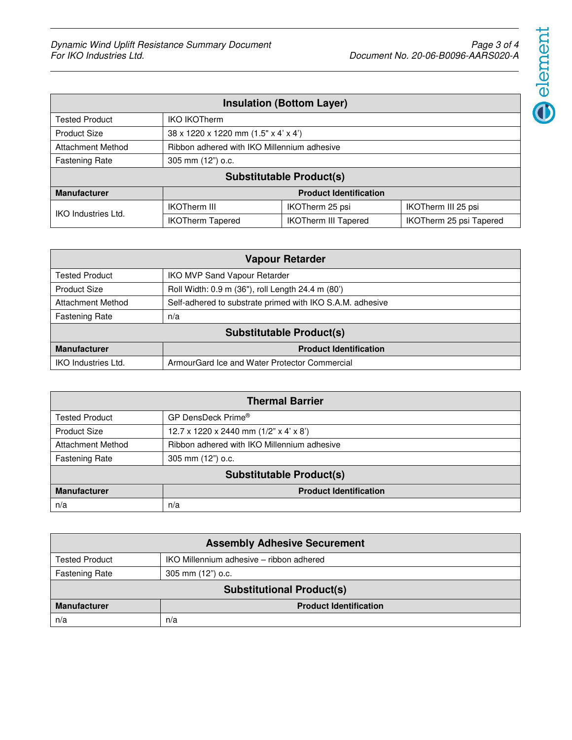| Insulation (Bottom Layer) | | | |
|---|---|---|---|
| Tested Product | IKO IKOTherm | | |
| Product Size | 38 x 1220 x 1220 mm (1.5" x 4' x 4') | | |
| Attachment Method | Ribbon adhered with IKO Millennium adhesive | | |
| Fastening Rate | 305 mm (12") o.c. | | |
| **Substitutable Product(s)** | | | |
| **Manufacturer** | **Product Identification** | | |
| IKO Industries Ltd. | IKOTherm III | IKOTherm 25 psi | IKOTherm III 25 psi |
| | IKOTherm Tapered | IKOTherm III Tapered | IKOTherm 25 psi Tapered |

| Vapour Retarder | |
|---|---|
| Tested Product | IKO MVP Sand Vapour Retarder |
| Product Size | Roll Width: 0.9 m (36"), roll Length 24.4 m (80') |
| Attachment Method | Self-adhered to substrate primed with IKO S.A.M. adhesive |
| Fastening Rate | n/a |
| **Substitutable Product(s)** | |
| **Manufacturer** | **Product Identification** |
| IKO Industries Ltd. | ArmourGard Ice and Water Protector Commercial |

| Thermal Barrier | |
|---|---|
| Tested Product | GP DensDeck Prime® |
| Product Size | 12.7 x 1220 x 2440 mm (1/2" x 4' x 8') |
| Attachment Method | Ribbon adhered with IKO Millennium adhesive |
| Fastening Rate | 305 mm (12") o.c. |
| **Substitutable Product(s)** | |
| **Manufacturer** | **Product Identification** |
| n/a | n/a |

| Assembly Adhesive Securement | |
|---|---|
| Tested Product | IKO Millennium adhesive – ribbon adhered |
| Fastening Rate | 305 mm (12") o.c. |
| **Substitutional Product(s)** | |
| **Manufacturer** | **Product Identification** |
| n/a | n/a |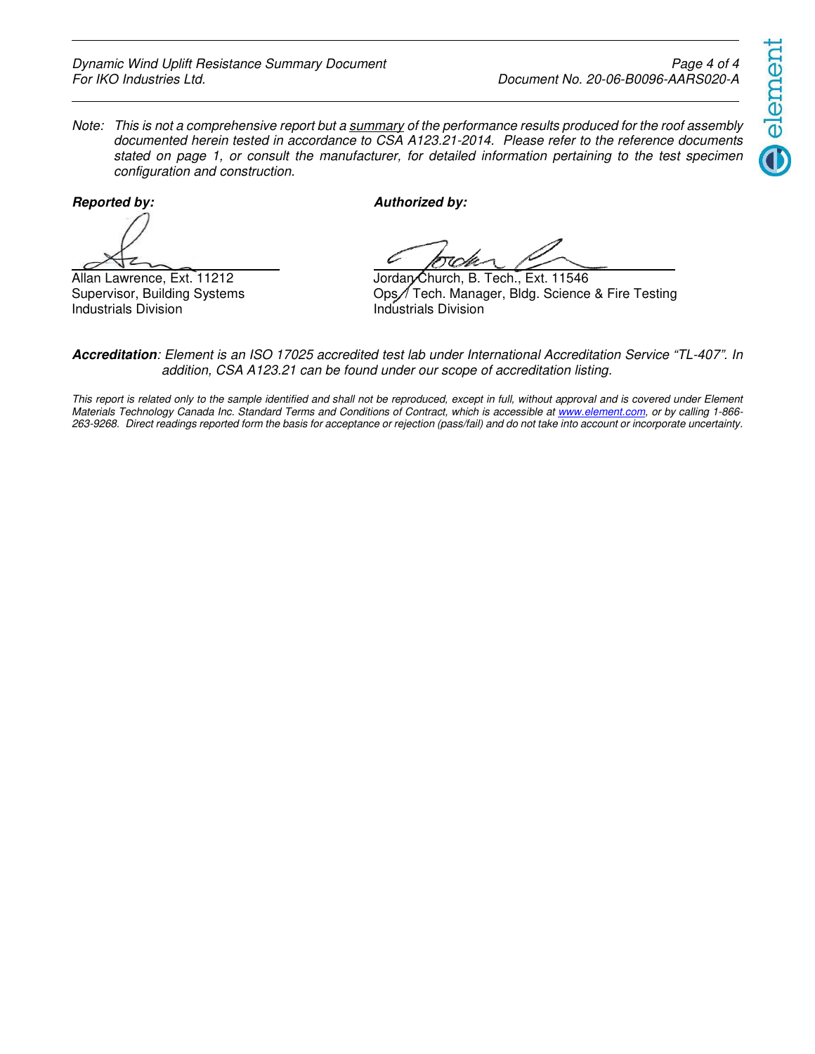*Note: This is not a comprehensive report but a summary of the performance results produced for the roof assembly documented herein tested in accordance to CSA A123.21-2014. Please refer to the reference documents stated on page 1, or consult the manufacturer, for detailed information pertaining to the test specimen configuration and construction.*

***Reported by:***

Allan Lawrence, Ext. 11212
Supervisor, Building Systems
Industrials Division

***Authorized by:***

Jordan Church, B. Tech., Ext. 11546
Ops / Tech. Manager, Bldg. Science & Fire Testing
Industrials Division

***Accreditation**: Element is an ISO 17025 accredited test lab under International Accreditation Service "TL-407". In addition, CSA A123.21 can be found under our scope of accreditation listing.*

*This report is related only to the sample identified and shall not be reproduced, except in full, without approval and is covered under Element Materials Technology Canada Inc. Standard Terms and Conditions of Contract, which is accessible at www.element.com, or by calling 1-866-263-9268. Direct readings reported form the basis for acceptance or rejection (pass/fail) and do not take into account or incorporate uncertainty.*